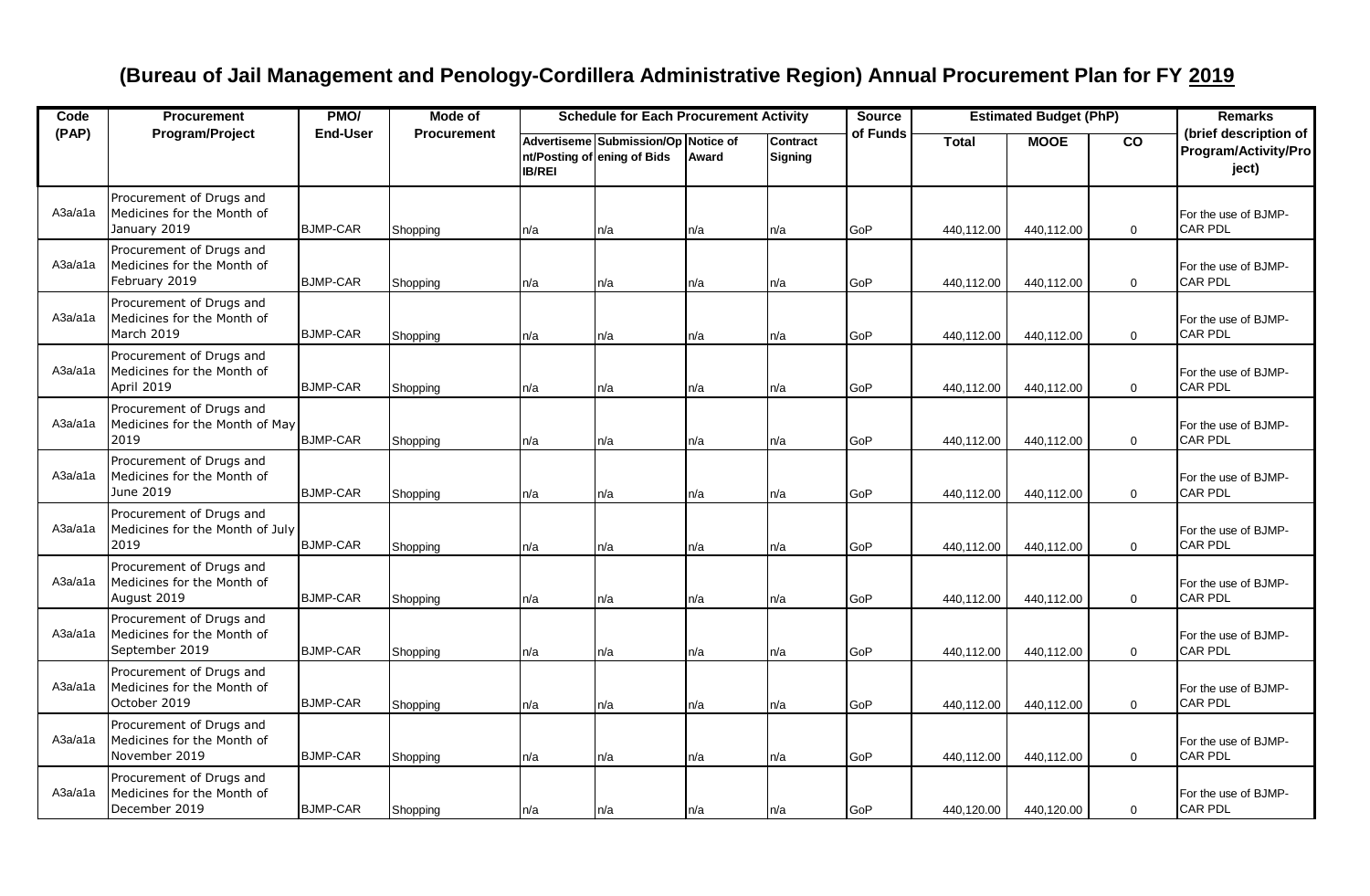# (Bureau of Jail Management and Penology-Cordillera Administrative Region) Annual Procurement Plan for FY 2019

| Code (PAP) | Procurement Program/Project | PMO/ End-User | Mode of Procurement | Schedule for Each Procurement Activity | | | | Source of Funds | Estimated Budget (PhP) | | | Remarks (brief description of Program/Activity/Project) |
|---|---|---|---|---|---|---|---|---|---|---|---|---|
| | | | | Advertisement/Posting of IB/REI | Submission/Opening of Bids | Notice of Award | Contract Signing | | Total | MOOE | CO | |
| A3a/a1a | Procurement of Drugs and Medicines for the Month of January 2019 | BJMP-CAR | Shopping | n/a | n/a | n/a | n/a | GoP | 440,112.00 | 440,112.00 | 0 | For the use of BJMP-CAR PDL |
| A3a/a1a | Procurement of Drugs and Medicines for the Month of February 2019 | BJMP-CAR | Shopping | n/a | n/a | n/a | n/a | GoP | 440,112.00 | 440,112.00 | 0 | For the use of BJMP-CAR PDL |
| A3a/a1a | Procurement of Drugs and Medicines for the Month of March 2019 | BJMP-CAR | Shopping | n/a | n/a | n/a | n/a | GoP | 440,112.00 | 440,112.00 | 0 | For the use of BJMP-CAR PDL |
| A3a/a1a | Procurement of Drugs and Medicines for the Month of April 2019 | BJMP-CAR | Shopping | n/a | n/a | n/a | n/a | GoP | 440,112.00 | 440,112.00 | 0 | For the use of BJMP-CAR PDL |
| A3a/a1a | Procurement of Drugs and Medicines for the Month of May 2019 | BJMP-CAR | Shopping | n/a | n/a | n/a | n/a | GoP | 440,112.00 | 440,112.00 | 0 | For the use of BJMP-CAR PDL |
| A3a/a1a | Procurement of Drugs and Medicines for the Month of June 2019 | BJMP-CAR | Shopping | n/a | n/a | n/a | n/a | GoP | 440,112.00 | 440,112.00 | 0 | For the use of BJMP-CAR PDL |
| A3a/a1a | Procurement of Drugs and Medicines for the Month of July 2019 | BJMP-CAR | Shopping | n/a | n/a | n/a | n/a | GoP | 440,112.00 | 440,112.00 | 0 | For the use of BJMP-CAR PDL |
| A3a/a1a | Procurement of Drugs and Medicines for the Month of August 2019 | BJMP-CAR | Shopping | n/a | n/a | n/a | n/a | GoP | 440,112.00 | 440,112.00 | 0 | For the use of BJMP-CAR PDL |
| A3a/a1a | Procurement of Drugs and Medicines for the Month of September 2019 | BJMP-CAR | Shopping | n/a | n/a | n/a | n/a | GoP | 440,112.00 | 440,112.00 | 0 | For the use of BJMP-CAR PDL |
| A3a/a1a | Procurement of Drugs and Medicines for the Month of October 2019 | BJMP-CAR | Shopping | n/a | n/a | n/a | n/a | GoP | 440,112.00 | 440,112.00 | 0 | For the use of BJMP-CAR PDL |
| A3a/a1a | Procurement of Drugs and Medicines for the Month of November 2019 | BJMP-CAR | Shopping | n/a | n/a | n/a | n/a | GoP | 440,112.00 | 440,112.00 | 0 | For the use of BJMP-CAR PDL |
| A3a/a1a | Procurement of Drugs and Medicines for the Month of December 2019 | BJMP-CAR | Shopping | n/a | n/a | n/a | n/a | GoP | 440,120.00 | 440,120.00 | 0 | For the use of BJMP-CAR PDL |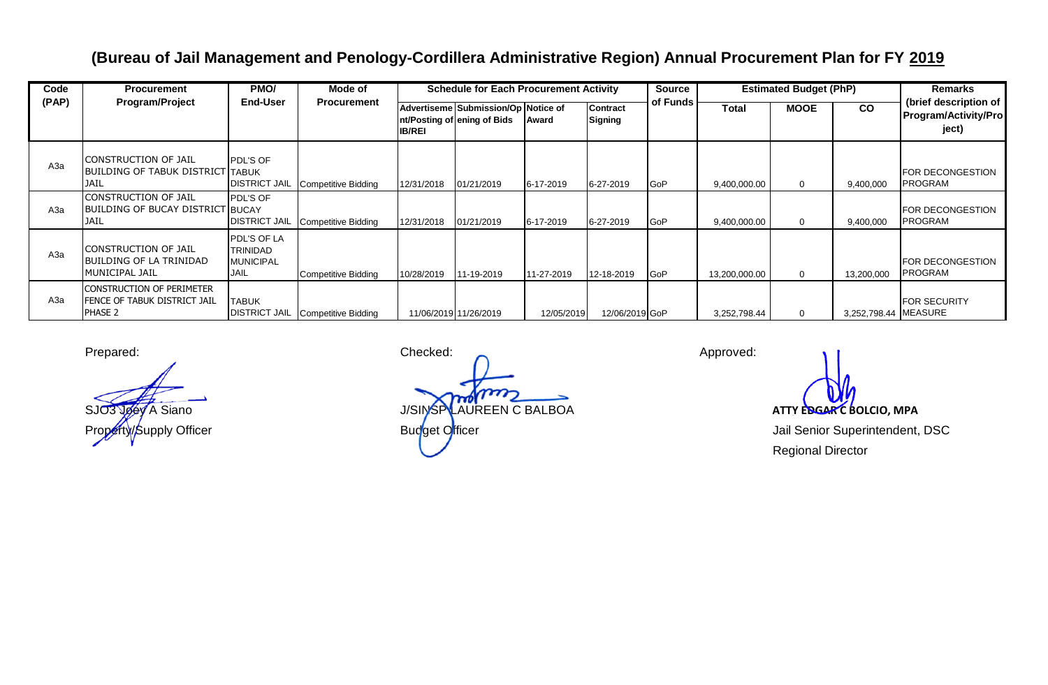## (Bureau of Jail Management and Penology-Cordillera Administrative Region) Annual Procurement Plan for FY 2019

| Code (PAP) | Procurement Program/Project | PMO/ End-User | Mode of Procurement | Schedule for Each Procurement Activity | | | | Source of Funds | Estimated Budget (PhP) | | | Remarks (brief description of Program/Activity/Project) |
|---|---|---|---|---|---|---|---|---|---|---|---|---|
| | | | | Advertisement/Posting of IB/REI | Submission/Opening of Bids | Notice of Award | Contract Signing | | Total | MOOE | CO | |
| A3a | CONSTRUCTION OF JAIL BUILDING OF TABUK DISTRICT JAIL | PDL'S OF TABUK DISTRICT JAIL | Competitive Bidding | 12/31/2018 | 01/21/2019 | 6-17-2019 | 6-27-2019 | GoP | 9,400,000.00 | 0 | 9,400,000 | FOR DECONGESTION PROGRAM |
| A3a | CONSTRUCTION OF JAIL BUILDING OF BUCAY DISTRICT JAIL | PDL'S OF BUCAY DISTRICT JAIL | Competitive Bidding | 12/31/2018 | 01/21/2019 | 6-17-2019 | 6-27-2019 | GoP | 9,400,000.00 | 0 | 9,400,000 | FOR DECONGESTION PROGRAM |
| A3a | CONSTRUCTION OF JAIL BUILDING OF LA TRINIDAD MUNICIPAL JAIL | PDL'S OF LA TRINIDAD MUNICIPAL JAIL | Competitive Bidding | 10/28/2019 | 11-19-2019 | 11-27-2019 | 12-18-2019 | GoP | 13,200,000.00 | 0 | 13,200,000 | FOR DECONGESTION PROGRAM |
| A3a | CONSTRUCTION OF PERIMETER FENCE OF TABUK DISTRICT JAIL PHASE 2 | TABUK DISTRICT JAIL | Competitive Bidding | 11/06/2019 | 11/26/2019 | 12/05/2019 | 12/06/2019 | GoP | 3,252,798.44 | 0 | 3,252,798.44 | FOR SECURITY MEASURE |

Prepared:

SJO3 Joey A Siano
Property/Supply Officer

Checked:

J/SINSP LAUREEN C BALBOA
Budget Officer

Approved:

**ATTY EDGAR C BOLCIO, MPA**
Jail Senior Superintendent, DSC
Regional Director